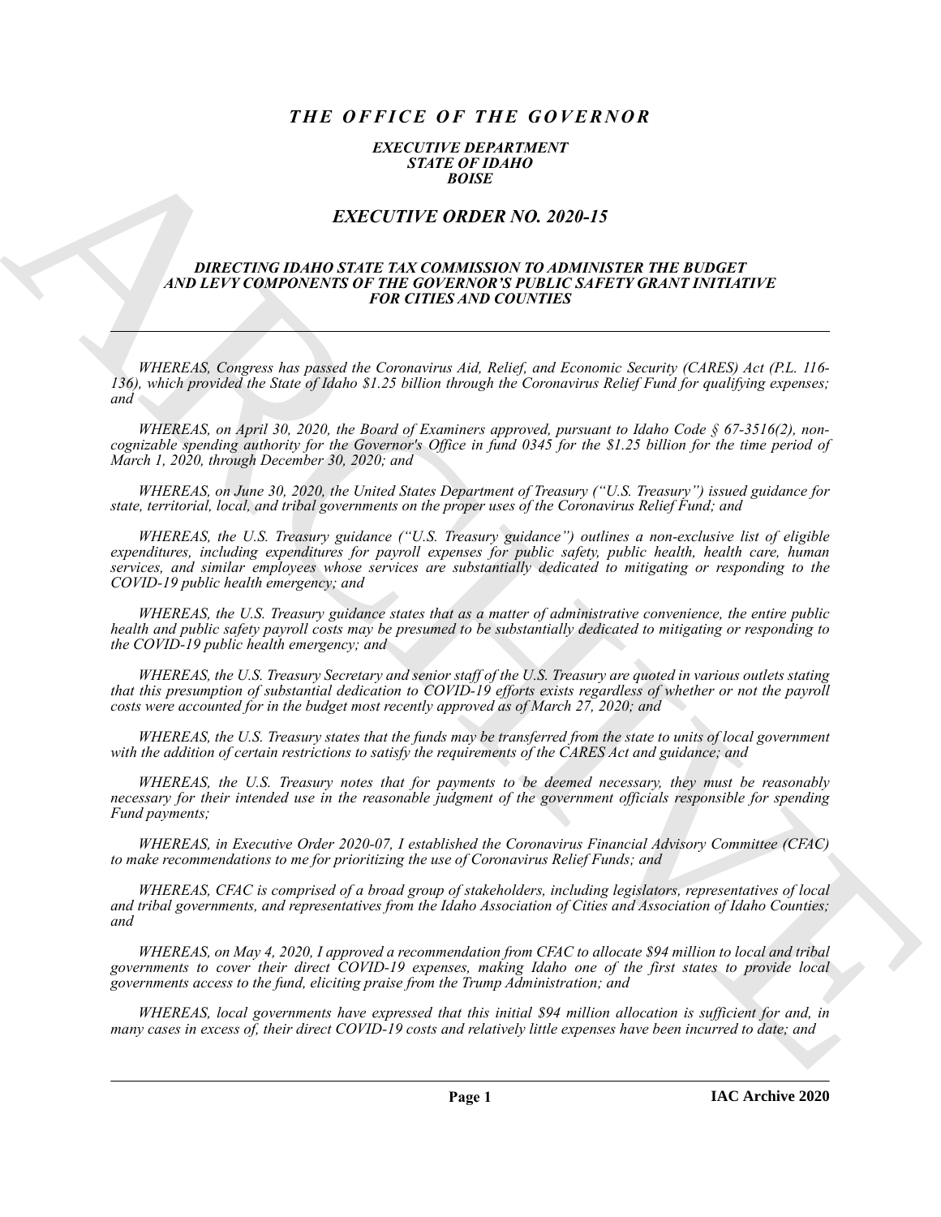# *THE OFFICE OF THE GOVERNOR*

### *EXECUTIVE DEPARTMENT*
### *STATE OF IDAHO*
### *BOISE*

## *EXECUTIVE ORDER NO. 2020-15*

### *DIRECTING IDAHO STATE TAX COMMISSION TO ADMINISTER THE BUDGET AND LEVY COMPONENTS OF THE GOVERNOR'S PUBLIC SAFETY GRANT INITIATIVE FOR CITIES AND COUNTIES*

---

*WHEREAS, Congress has passed the Coronavirus Aid, Relief, and Economic Security (CARES) Act (P.L. 116-136), which provided the State of Idaho $1.25 billion through the Coronavirus Relief Fund for qualifying expenses; and*

*WHEREAS, on April 30, 2020, the Board of Examiners approved, pursuant to Idaho Code § 67-3516(2), non-cognizable spending authority for the Governor's Office in fund 0345 for the $1.25 billion for the time period of March 1, 2020, through December 30, 2020; and*

*WHEREAS, on June 30, 2020, the United States Department of Treasury ("U.S. Treasury") issued guidance for state, territorial, local, and tribal governments on the proper uses of the Coronavirus Relief Fund; and*

*WHEREAS, the U.S. Treasury guidance ("U.S. Treasury guidance") outlines a non-exclusive list of eligible expenditures, including expenditures for payroll expenses for public safety, public health, health care, human services, and similar employees whose services are substantially dedicated to mitigating or responding to the COVID-19 public health emergency; and*

*WHEREAS, the U.S. Treasury guidance states that as a matter of administrative convenience, the entire public health and public safety payroll costs may be presumed to be substantially dedicated to mitigating or responding to the COVID-19 public health emergency; and*

*WHEREAS, the U.S. Treasury Secretary and senior staff of the U.S. Treasury are quoted in various outlets stating that this presumption of substantial dedication to COVID-19 efforts exists regardless of whether or not the payroll costs were accounted for in the budget most recently approved as of March 27, 2020; and*

*WHEREAS, the U.S. Treasury states that the funds may be transferred from the state to units of local government with the addition of certain restrictions to satisfy the requirements of the CARES Act and guidance; and*

*WHEREAS, the U.S. Treasury notes that for payments to be deemed necessary, they must be reasonably necessary for their intended use in the reasonable judgment of the government officials responsible for spending Fund payments;*

*WHEREAS, in Executive Order 2020-07, I established the Coronavirus Financial Advisory Committee (CFAC) to make recommendations to me for prioritizing the use of Coronavirus Relief Funds; and*

*WHEREAS, CFAC is comprised of a broad group of stakeholders, including legislators, representatives of local and tribal governments, and representatives from the Idaho Association of Cities and Association of Idaho Counties; and*

*WHEREAS, on May 4, 2020, I approved a recommendation from CFAC to allocate $94 million to local and tribal governments to cover their direct COVID-19 expenses, making Idaho one of the first states to provide local governments access to the fund, eliciting praise from the Trump Administration; and*

*WHEREAS, local governments have expressed that this initial $94 million allocation is sufficient for and, in many cases in excess of, their direct COVID-19 costs and relatively little expenses have been incurred to date; and*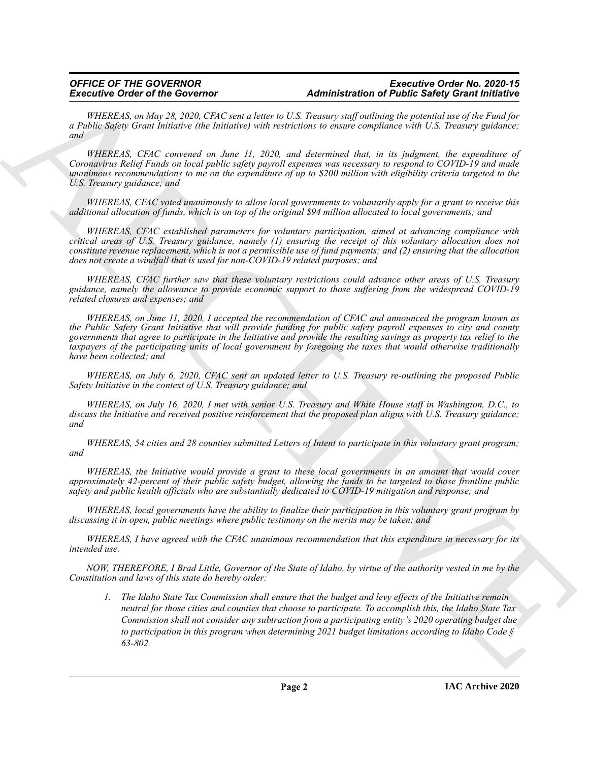*WHEREAS, on May 28, 2020, CFAC sent a letter to U.S. Treasury staff outlining the potential use of the Fund for a Public Safety Grant Initiative (the Initiative) with restrictions to ensure compliance with U.S. Treasury guidance; and*

*WHEREAS, CFAC convened on June 11, 2020, and determined that, in its judgment, the expenditure of Coronavirus Relief Funds on local public safety payroll expenses was necessary to respond to COVID-19 and made unanimous recommendations to me on the expenditure of up to $200 million with eligibility criteria targeted to the U.S. Treasury guidance; and*

*WHEREAS, CFAC voted unanimously to allow local governments to voluntarily apply for a grant to receive this additional allocation of funds, which is on top of the original $94 million allocated to local governments; and*

*WHEREAS, CFAC established parameters for voluntary participation, aimed at advancing compliance with critical areas of U.S. Treasury guidance, namely (1) ensuring the receipt of this voluntary allocation does not constitute revenue replacement, which is not a permissible use of fund payments; and (2) ensuring that the allocation does not create a windfall that is used for non-COVID-19 related purposes; and*

*WHEREAS, CFAC further saw that these voluntary restrictions could advance other areas of U.S. Treasury guidance, namely the allowance to provide economic support to those suffering from the widespread COVID-19 related closures and expenses; and*

*WHEREAS, on June 11, 2020, I accepted the recommendation of CFAC and announced the program known as the Public Safety Grant Initiative that will provide funding for public safety payroll expenses to city and county governments that agree to participate in the Initiative and provide the resulting savings as property tax relief to the taxpayers of the participating units of local government by foregoing the taxes that would otherwise traditionally have been collected; and*

*WHEREAS, on July 6, 2020, CFAC sent an updated letter to U.S. Treasury re-outlining the proposed Public Safety Initiative in the context of U.S. Treasury guidance; and*

*WHEREAS, on July 16, 2020, I met with senior U.S. Treasury and White House staff in Washington, D.C., to discuss the Initiative and received positive reinforcement that the proposed plan aligns with U.S. Treasury guidance; and*

*WHEREAS, 54 cities and 28 counties submitted Letters of Intent to participate in this voluntary grant program; and*

*WHEREAS, the Initiative would provide a grant to these local governments in an amount that would cover approximately 42-percent of their public safety budget, allowing the funds to be targeted to those frontline public safety and public health officials who are substantially dedicated to COVID-19 mitigation and response; and*

*WHEREAS, local governments have the ability to finalize their participation in this voluntary grant program by discussing it in open, public meetings where public testimony on the merits may be taken; and*

*WHEREAS, I have agreed with the CFAC unanimous recommendation that this expenditure in necessary for its intended use.*

*NOW, THEREFORE, I Brad Little, Governor of the State of Idaho, by virtue of the authority vested in me by the Constitution and laws of this state do hereby order:*

1. *The Idaho State Tax Commission shall ensure that the budget and levy effects of the Initiative remain neutral for those cities and counties that choose to participate. To accomplish this, the Idaho State Tax Commission shall not consider any subtraction from a participating entity's 2020 operating budget due to participation in this program when determining 2021 budget limitations according to Idaho Code § 63-802.*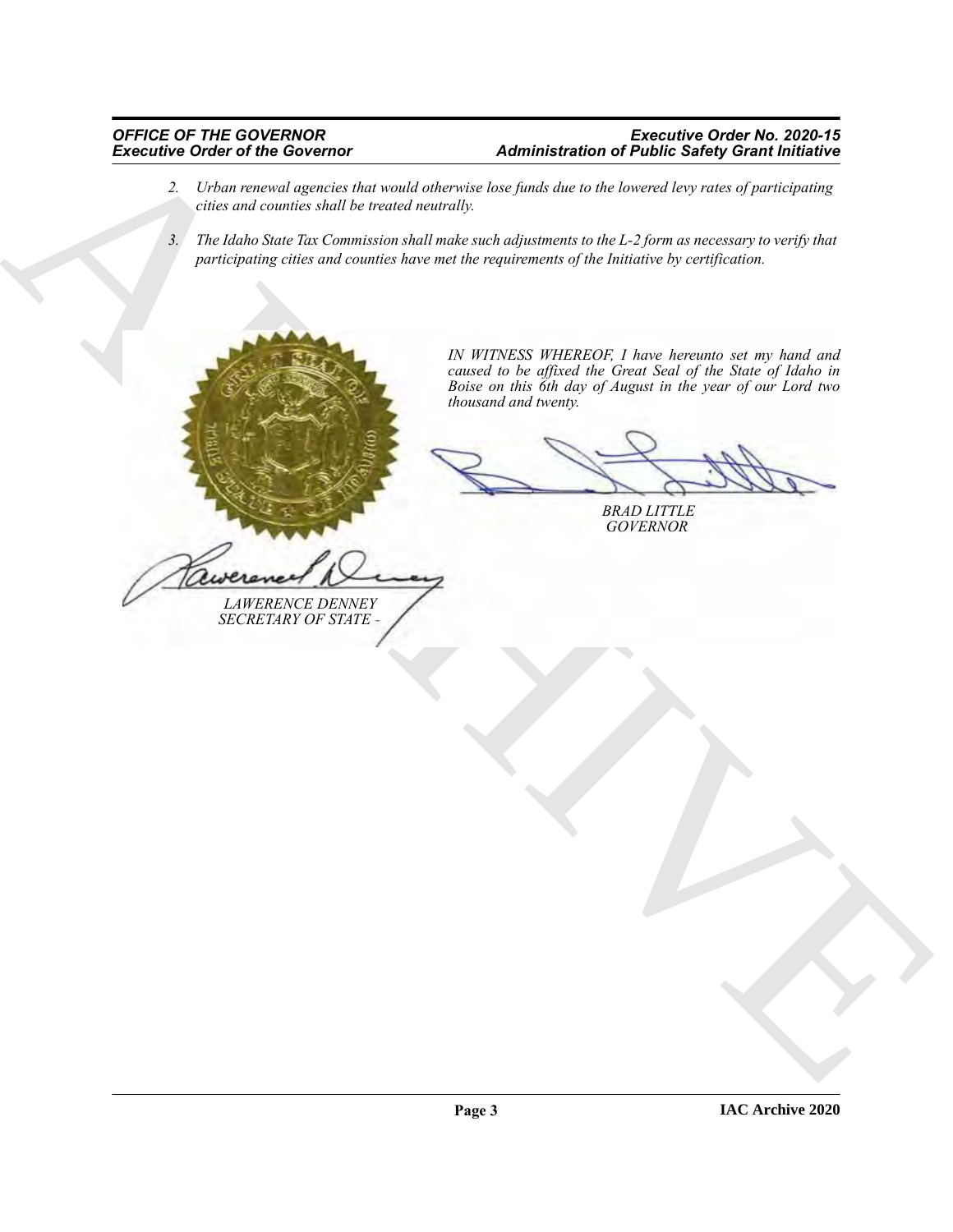2. *Urban renewal agencies that would otherwise lose funds due to the lowered levy rates of participating cities and counties shall be treated neutrally.*

3. *The Idaho State Tax Commission shall make such adjustments to the L-2 form as necessary to verify that participating cities and counties have met the requirements of the Initiative by certification.*

*IN WITNESS WHEREOF, I have hereunto set my hand and caused to be affixed the Great Seal of the State of Idaho in Boise on this 6th day of August in the year of our Lord two thousand and twenty.*

*BRAD LITTLE*
*GOVERNOR*

*LAWERENCE DENNEY*
*SECRETARY OF STATE*